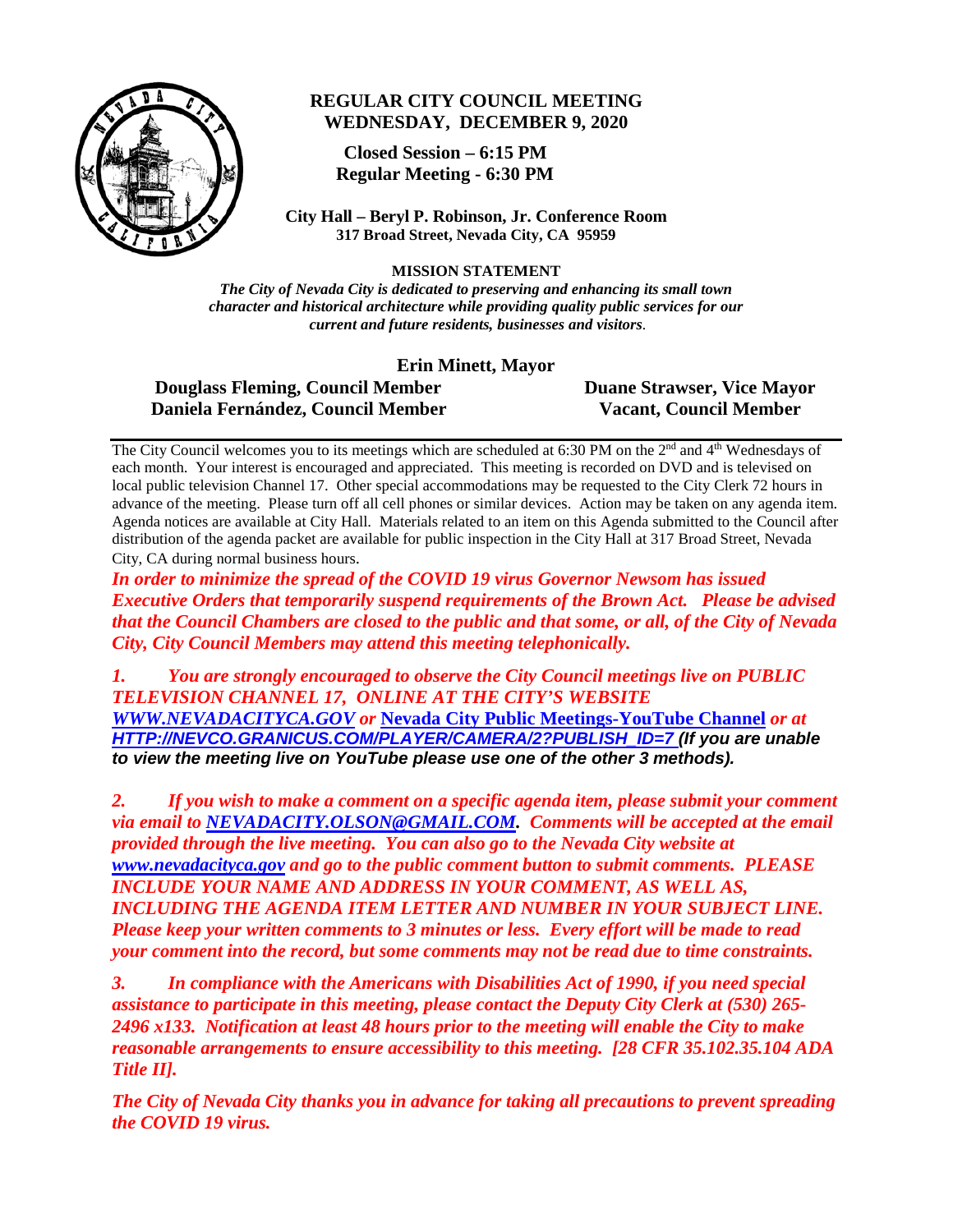# REGULAR CITY COUNCIL MEETING
## WEDNESDAY, DECEMBER 9, 2020

**Closed Session – 6:15 PM**
**Regular Meeting - 6:30 PM**

**City Hall – Beryl P. Robinson, Jr. Conference Room**
**317 Broad Street, Nevada City, CA 95959**

**MISSION STATEMENT**

***The City of Nevada City is dedicated to preserving and enhancing its small town character and historical architecture while providing quality public services for our current and future residents, businesses and visitors.***

**Erin Minett, Mayor**

**Douglass Fleming, Council Member** | **Duane Strawser, Vice Mayor**
**Daniela Fernández, Council Member** | **Vacant, Council Member**

---

The City Council welcomes you to its meetings which are scheduled at 6:30 PM on the 2nd and 4th Wednesdays of each month. Your interest is encouraged and appreciated. This meeting is recorded on DVD and is televised on local public television Channel 17. Other special accommodations may be requested to the City Clerk 72 hours in advance of the meeting. Please turn off all cell phones or similar devices. Action may be taken on any agenda item. Agenda notices are available at City Hall. Materials related to an item on this Agenda submitted to the Council after distribution of the agenda packet are available for public inspection in the City Hall at 317 Broad Street, Nevada City, CA during normal business hours.

***In order to minimize the spread of the COVID 19 virus Governor Newsom has issued Executive Orders that temporarily suspend requirements of the Brown Act. Please be advised that the Council Chambers are closed to the public and that some, or all, of the City of Nevada City, City Council Members may attend this meeting telephonically.***

***1. You are strongly encouraged to observe the City Council meetings live on PUBLIC TELEVISION CHANNEL 17, ONLINE AT THE CITY'S WEBSITE WWW.NEVADACITYCA.GOV or Nevada City Public Meetings-YouTube Channel or at HTTP://NEVCO.GRANICUS.COM/PLAYER/CAMERA/2?PUBLISH_ID=7 (If you are unable to view the meeting live on YouTube please use one of the other 3 methods).***

***2. If you wish to make a comment on a specific agenda item, please submit your comment via email to NEVADACITY.OLSON@GMAIL.COM. Comments will be accepted at the email provided through the live meeting. You can also go to the Nevada City website at www.nevadacityca.gov and go to the public comment button to submit comments. PLEASE INCLUDE YOUR NAME AND ADDRESS IN YOUR COMMENT, AS WELL AS, INCLUDING THE AGENDA ITEM LETTER AND NUMBER IN YOUR SUBJECT LINE. Please keep your written comments to 3 minutes or less. Every effort will be made to read your comment into the record, but some comments may not be read due to time constraints.***

***3. In compliance with the Americans with Disabilities Act of 1990, if you need special assistance to participate in this meeting, please contact the Deputy City Clerk at (530) 265-2496 x133. Notification at least 48 hours prior to the meeting will enable the City to make reasonable arrangements to ensure accessibility to this meeting. [28 CFR 35.102.35.104 ADA Title II].***

***The City of Nevada City thanks you in advance for taking all precautions to prevent spreading the COVID 19 virus.***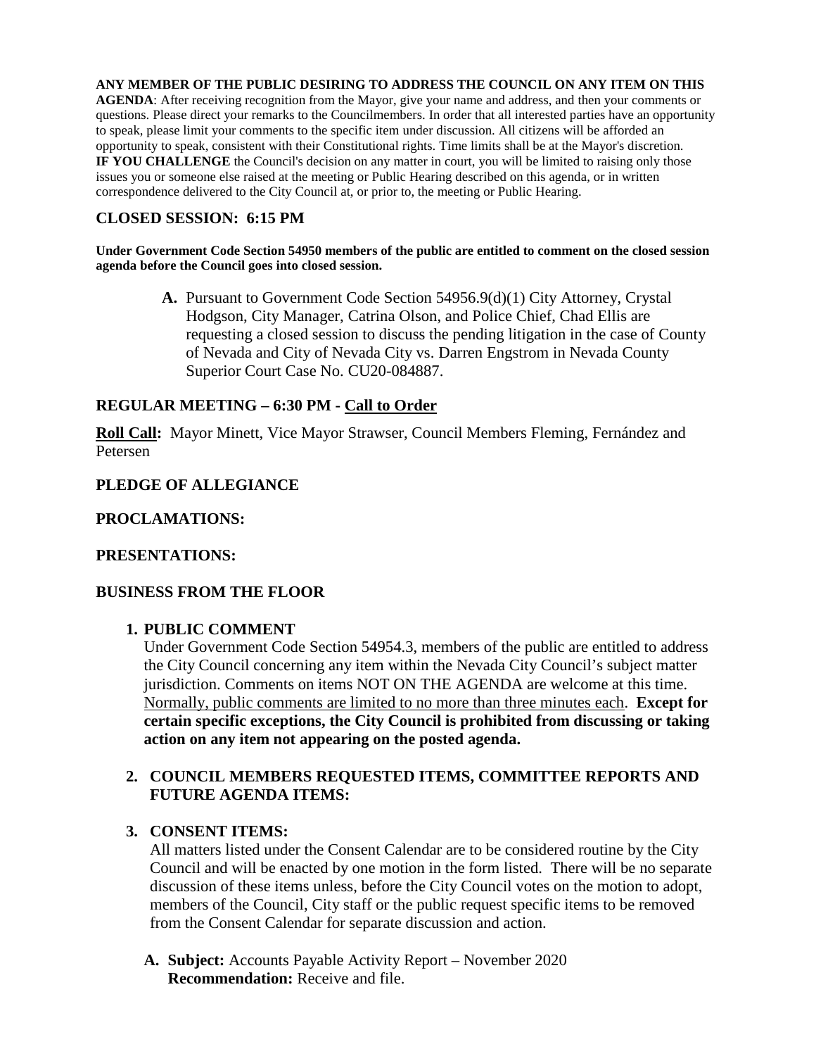**ANY MEMBER OF THE PUBLIC DESIRING TO ADDRESS THE COUNCIL ON ANY ITEM ON THIS AGENDA**: After receiving recognition from the Mayor, give your name and address, and then your comments or questions. Please direct your remarks to the Councilmembers. In order that all interested parties have an opportunity to speak, please limit your comments to the specific item under discussion. All citizens will be afforded an opportunity to speak, consistent with their Constitutional rights. Time limits shall be at the Mayor's discretion. **IF YOU CHALLENGE** the Council's decision on any matter in court, you will be limited to raising only those issues you or someone else raised at the meeting or Public Hearing described on this agenda, or in written correspondence delivered to the City Council at, or prior to, the meeting or Public Hearing.

## CLOSED SESSION: 6:15 PM

**Under Government Code Section 54950 members of the public are entitled to comment on the closed session agenda before the Council goes into closed session.**

**A.** Pursuant to Government Code Section 54956.9(d)(1) City Attorney, Crystal Hodgson, City Manager, Catrina Olson, and Police Chief, Chad Ellis are requesting a closed session to discuss the pending litigation in the case of County of Nevada and City of Nevada City vs. Darren Engstrom in Nevada County Superior Court Case No. CU20-084887.

## REGULAR MEETING – 6:30 PM - Call to Order

**Roll Call:** Mayor Minett, Vice Mayor Strawser, Council Members Fleming, Fernández and Petersen

## PLEDGE OF ALLEGIANCE

## PROCLAMATIONS:

## PRESENTATIONS:

## BUSINESS FROM THE FLOOR

**1. PUBLIC COMMENT**

Under Government Code Section 54954.3, members of the public are entitled to address the City Council concerning any item within the Nevada City Council's subject matter jurisdiction. Comments on items NOT ON THE AGENDA are welcome at this time. Normally, public comments are limited to no more than three minutes each. **Except for certain specific exceptions, the City Council is prohibited from discussing or taking action on any item not appearing on the posted agenda.**

**2. COUNCIL MEMBERS REQUESTED ITEMS, COMMITTEE REPORTS AND FUTURE AGENDA ITEMS:**

**3. CONSENT ITEMS:**

All matters listed under the Consent Calendar are to be considered routine by the City Council and will be enacted by one motion in the form listed. There will be no separate discussion of these items unless, before the City Council votes on the motion to adopt, members of the Council, City staff or the public request specific items to be removed from the Consent Calendar for separate discussion and action.

**A. Subject:** Accounts Payable Activity Report – November 2020
**Recommendation:** Receive and file.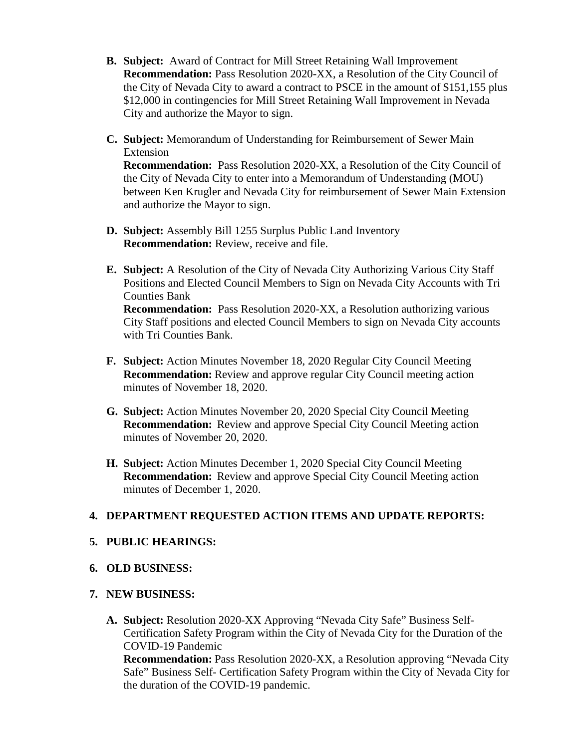B. **Subject:** Award of Contract for Mill Street Retaining Wall Improvement
   **Recommendation:** Pass Resolution 2020-XX, a Resolution of the City Council of the City of Nevada City to award a contract to PSCE in the amount of $151,155 plus $12,000 in contingencies for Mill Street Retaining Wall Improvement in Nevada City and authorize the Mayor to sign.

C. **Subject:** Memorandum of Understanding for Reimbursement of Sewer Main Extension
   **Recommendation:** Pass Resolution 2020-XX, a Resolution of the City Council of the City of Nevada City to enter into a Memorandum of Understanding (MOU) between Ken Krugler and Nevada City for reimbursement of Sewer Main Extension and authorize the Mayor to sign.

D. **Subject:** Assembly Bill 1255 Surplus Public Land Inventory
   **Recommendation:** Review, receive and file.

E. **Subject:** A Resolution of the City of Nevada City Authorizing Various City Staff Positions and Elected Council Members to Sign on Nevada City Accounts with Tri Counties Bank
   **Recommendation:** Pass Resolution 2020-XX, a Resolution authorizing various City Staff positions and elected Council Members to sign on Nevada City accounts with Tri Counties Bank.

F. **Subject:** Action Minutes November 18, 2020 Regular City Council Meeting
   **Recommendation:** Review and approve regular City Council meeting action minutes of November 18, 2020.

G. **Subject:** Action Minutes November 20, 2020 Special City Council Meeting
   **Recommendation:** Review and approve Special City Council Meeting action minutes of November 20, 2020.

H. **Subject:** Action Minutes December 1, 2020 Special City Council Meeting
   **Recommendation:** Review and approve Special City Council Meeting action minutes of December 1, 2020.

**4. DEPARTMENT REQUESTED ACTION ITEMS AND UPDATE REPORTS:**

**5. PUBLIC HEARINGS:**

**6. OLD BUSINESS:**

**7. NEW BUSINESS:**

A. **Subject:** Resolution 2020-XX Approving "Nevada City Safe" Business Self-Certification Safety Program within the City of Nevada City for the Duration of the COVID-19 Pandemic
   **Recommendation:** Pass Resolution 2020-XX, a Resolution approving "Nevada City Safe" Business Self- Certification Safety Program within the City of Nevada City for the duration of the COVID-19 pandemic.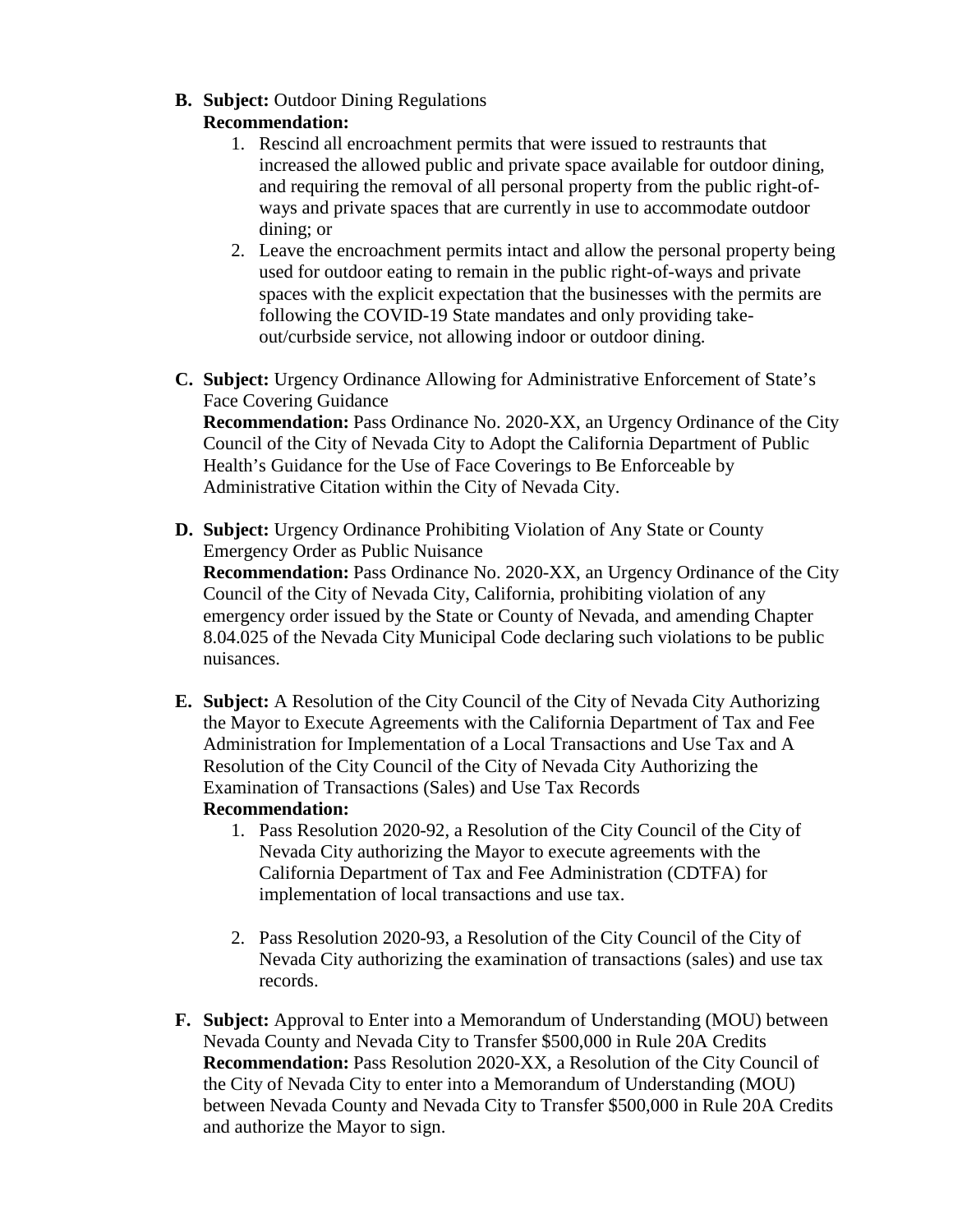**B. Subject:** Outdoor Dining Regulations
**Recommendation:**

1. Rescind all encroachment permits that were issued to restraunts that increased the allowed public and private space available for outdoor dining, and requiring the removal of all personal property from the public right-of-ways and private spaces that are currently in use to accommodate outdoor dining; or
2. Leave the encroachment permits intact and allow the personal property being used for outdoor eating to remain in the public right-of-ways and private spaces with the explicit expectation that the businesses with the permits are following the COVID-19 State mandates and only providing take-out/curbside service, not allowing indoor or outdoor dining.

**C. Subject:** Urgency Ordinance Allowing for Administrative Enforcement of State's Face Covering Guidance
**Recommendation:** Pass Ordinance No. 2020-XX, an Urgency Ordinance of the City Council of the City of Nevada City to Adopt the California Department of Public Health's Guidance for the Use of Face Coverings to Be Enforceable by Administrative Citation within the City of Nevada City.

**D. Subject:** Urgency Ordinance Prohibiting Violation of Any State or County Emergency Order as Public Nuisance
**Recommendation:** Pass Ordinance No. 2020-XX, an Urgency Ordinance of the City Council of the City of Nevada City, California, prohibiting violation of any emergency order issued by the State or County of Nevada, and amending Chapter 8.04.025 of the Nevada City Municipal Code declaring such violations to be public nuisances.

**E. Subject:** A Resolution of the City Council of the City of Nevada City Authorizing the Mayor to Execute Agreements with the California Department of Tax and Fee Administration for Implementation of a Local Transactions and Use Tax and A Resolution of the City Council of the City of Nevada City Authorizing the Examination of Transactions (Sales) and Use Tax Records
**Recommendation:**

1. Pass Resolution 2020-92, a Resolution of the City Council of the City of Nevada City authorizing the Mayor to execute agreements with the California Department of Tax and Fee Administration (CDTFA) for implementation of local transactions and use tax.

2. Pass Resolution 2020-93, a Resolution of the City Council of the City of Nevada City authorizing the examination of transactions (sales) and use tax records.

**F. Subject:** Approval to Enter into a Memorandum of Understanding (MOU) between Nevada County and Nevada City to Transfer $500,000 in Rule 20A Credits
**Recommendation:** Pass Resolution 2020-XX, a Resolution of the City Council of the City of Nevada City to enter into a Memorandum of Understanding (MOU) between Nevada County and Nevada City to Transfer $500,000 in Rule 20A Credits and authorize the Mayor to sign.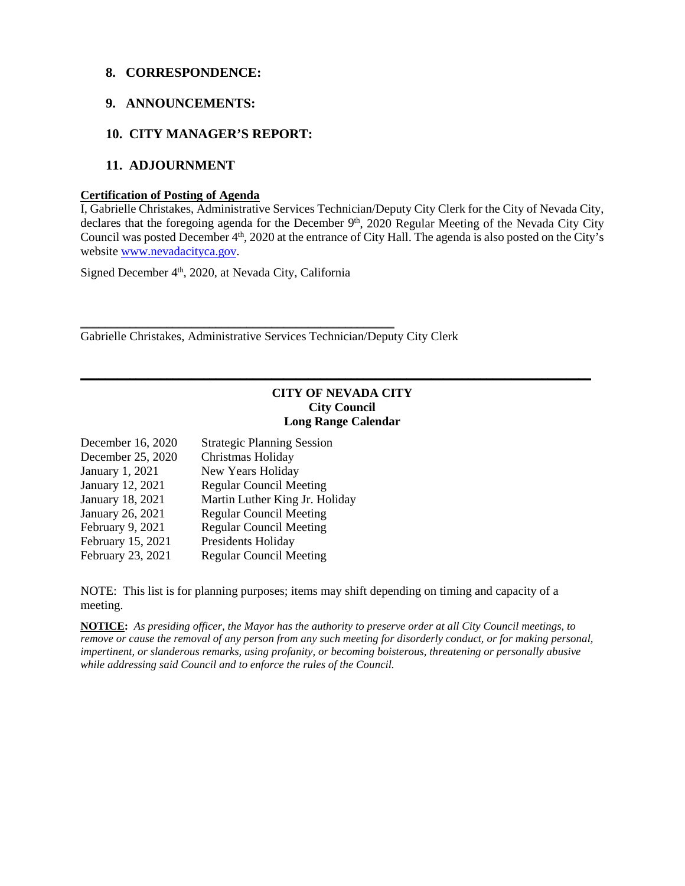## 8. CORRESPONDENCE:

## 9. ANNOUNCEMENTS:

## 10. CITY MANAGER'S REPORT:

## 11. ADJOURNMENT

**Certification of Posting of Agenda**

I, Gabrielle Christakes, Administrative Services Technician/Deputy City Clerk for the City of Nevada City, declares that the foregoing agenda for the December 9th, 2020 Regular Meeting of the Nevada City City Council was posted December 4th, 2020 at the entrance of City Hall. The agenda is also posted on the City's website www.nevadacityca.gov.

Signed December 4th, 2020, at Nevada City, California

\_\_\_\_\_\_\_\_\_\_\_\_\_\_\_\_\_\_\_\_\_\_\_\_\_\_\_\_\_\_\_\_\_\_\_\_\_\_\_\_\_\_\_\_\_\_\_

Gabrielle Christakes, Administrative Services Technician/Deputy City Clerk

---

**CITY OF NEVADA CITY**
**City Council**
**Long Range Calendar**

| | |
|---|---|
| December 16, 2020 | Strategic Planning Session |
| December 25, 2020 | Christmas Holiday |
| January 1, 2021 | New Years Holiday |
| January 12, 2021 | Regular Council Meeting |
| January 18, 2021 | Martin Luther King Jr. Holiday |
| January 26, 2021 | Regular Council Meeting |
| February 9, 2021 | Regular Council Meeting |
| February 15, 2021 | Presidents Holiday |
| February 23, 2021 | Regular Council Meeting |

NOTE: This list is for planning purposes; items may shift depending on timing and capacity of a meeting.

**NOTICE:** *As presiding officer, the Mayor has the authority to preserve order at all City Council meetings, to remove or cause the removal of any person from any such meeting for disorderly conduct, or for making personal, impertinent, or slanderous remarks, using profanity, or becoming boisterous, threatening or personally abusive while addressing said Council and to enforce the rules of the Council.*